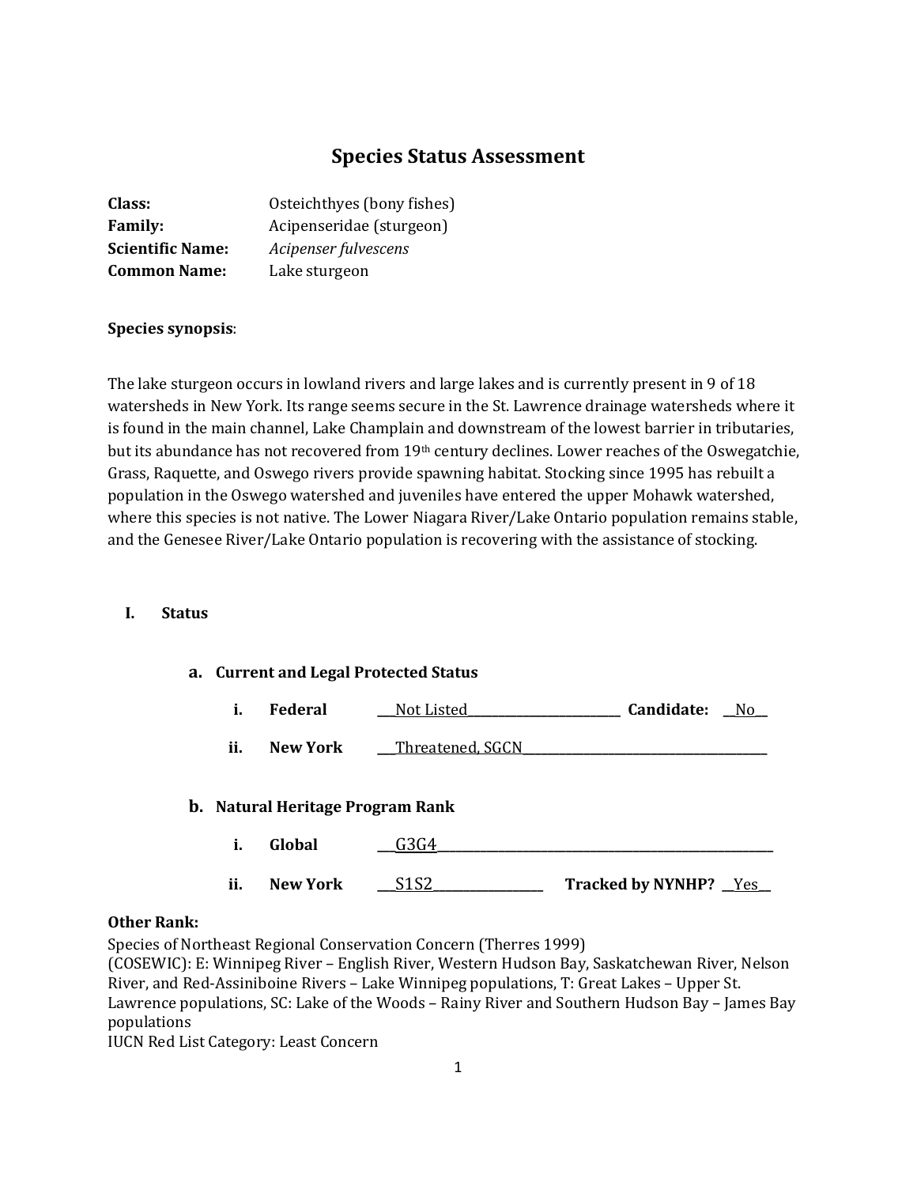# Species Status Assessment

**Class:** Osteichthyes (bony fishes)
**Family:** Acipenseridae (sturgeon)
**Scientific Name:** *Acipenser fulvescens*
**Common Name:** Lake sturgeon

**Species synopsis**:

The lake sturgeon occurs in lowland rivers and large lakes and is currently present in 9 of 18 watersheds in New York. Its range seems secure in the St. Lawrence drainage watersheds where it is found in the main channel, Lake Champlain and downstream of the lowest barrier in tributaries, but its abundance has not recovered from 19th century declines. Lower reaches of the Oswegatchie, Grass, Raquette, and Oswego rivers provide spawning habitat. Stocking since 1995 has rebuilt a population in the Oswego watershed and juveniles have entered the upper Mohawk watershed, where this species is not native. The Lower Niagara River/Lake Ontario population remains stable, and the Genesee River/Lake Ontario population is recovering with the assistance of stocking.

## I. Status

### a. Current and Legal Protected Status

**i. Federal** ___Not Listed___ **Candidate:** __No__

**ii. New York** ___Threatened, SGCN___

### b. Natural Heritage Program Rank

**i. Global** ___G3G4___

**ii. New York** ___S1S2___ **Tracked by NYNHP?** __Yes__

**Other Rank:**

Species of Northeast Regional Conservation Concern (Therres 1999)
(COSEWIC): E: Winnipeg River – English River, Western Hudson Bay, Saskatchewan River, Nelson River, and Red-Assiniboine Rivers – Lake Winnipeg populations, T: Great Lakes – Upper St. Lawrence populations, SC: Lake of the Woods – Rainy River and Southern Hudson Bay – James Bay populations
IUCN Red List Category: Least Concern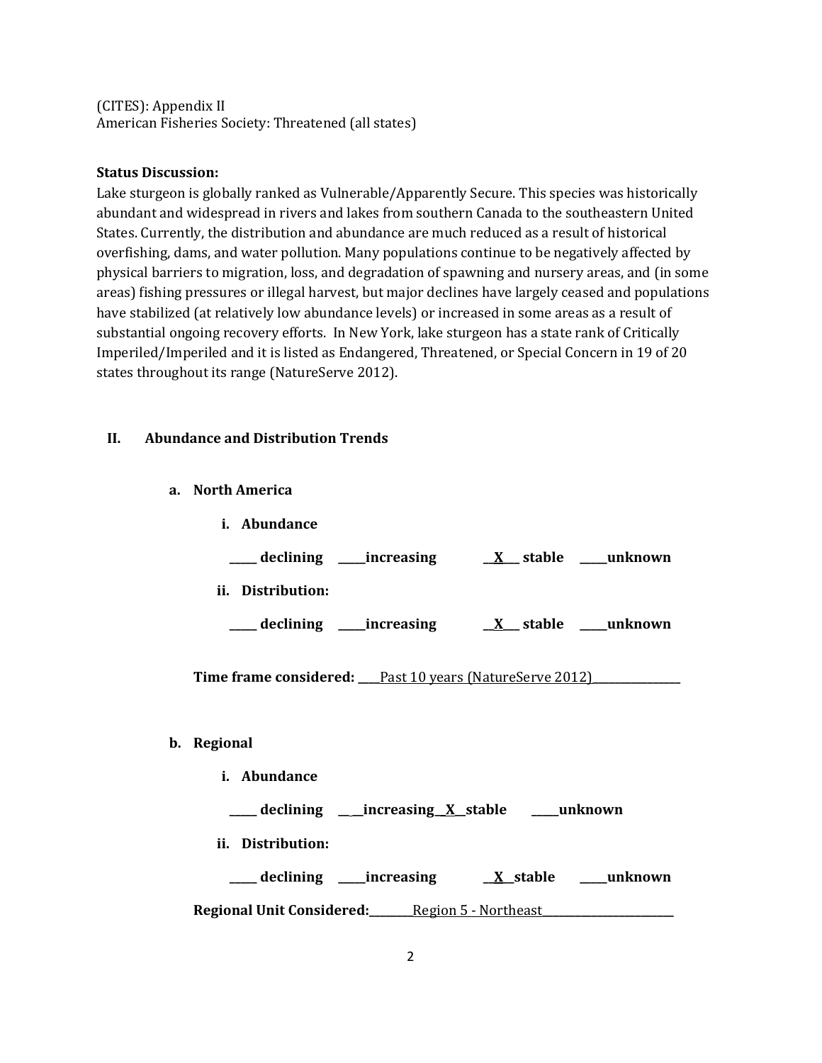(CITES): Appendix II
American Fisheries Society: Threatened (all states)

**Status Discussion:**
Lake sturgeon is globally ranked as Vulnerable/Apparently Secure. This species was historically abundant and widespread in rivers and lakes from southern Canada to the southeastern United States. Currently, the distribution and abundance are much reduced as a result of historical overfishing, dams, and water pollution. Many populations continue to be negatively affected by physical barriers to migration, loss, and degradation of spawning and nursery areas, and (in some areas) fishing pressures or illegal harvest, but major declines have largely ceased and populations have stabilized (at relatively low abundance levels) or increased in some areas as a result of substantial ongoing recovery efforts. In New York, lake sturgeon has a state rank of Critically Imperiled/Imperiled and it is listed as Endangered, Threatened, or Special Concern in 19 of 20 states throughout its range (NatureServe 2012).

## II. Abundance and Distribution Trends

### a. North America

**i. Abundance**

**_____ declining _____increasing __X___ stable _____unknown**

**ii. Distribution:**

**_____ declining _____increasing __X___ stable _____unknown**

**Time frame considered:** ____Past 10 years (NatureServe 2012)________________

### b. Regional

**i. Abundance**

**_____ declining _____increasing __X__stable _____unknown**

**ii. Distribution:**

**_____ declining _____increasing __X__stable _____unknown**

**Regional Unit Considered:**________Region 5 - Northeast________________________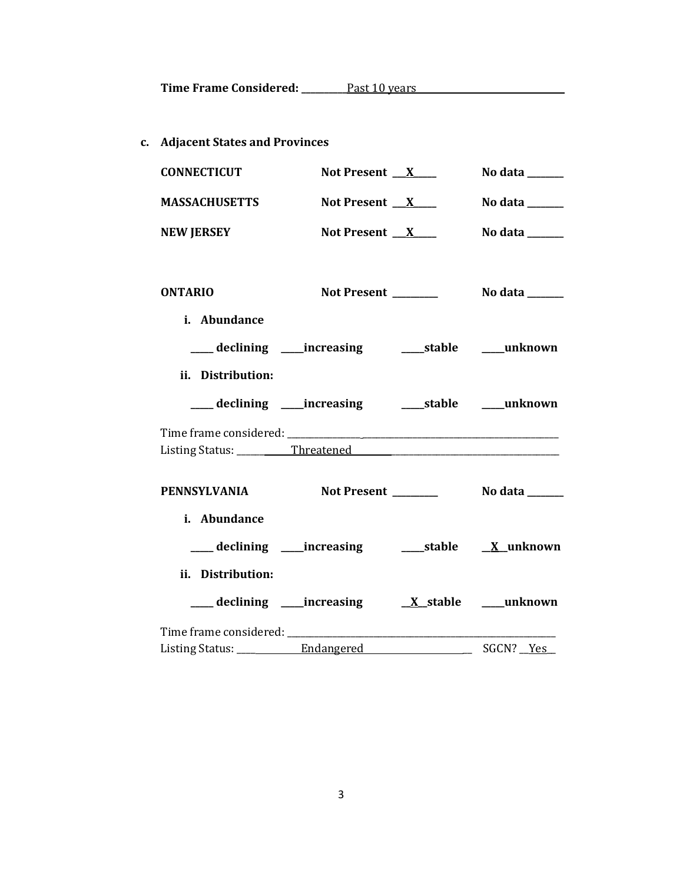**Time Frame Considered:** Past 10 years

**c. Adjacent States and Provinces**

**CONNECTICUT** **Not Present** __X__ **No data** ______

**MASSACHUSETTS** **Not Present** __X__ **No data** ______

**NEW JERSEY** **Not Present** __X__ **No data** ______

**ONTARIO** **Not Present** ______ **No data** ______

**i. Abundance**

____ **declining** ____ **increasing** ____ **stable** ____ **unknown**

**ii. Distribution:**

____ **declining** ____ **increasing** ____ **stable** ____ **unknown**

Time frame considered: ______________________

Listing Status: Threatened

**PENNSYLVANIA** **Not Present** ______ **No data** ______

**i. Abundance**

____ **declining** ____ **increasing** ____ **stable** __X__ **unknown**

**ii. Distribution:**

____ **declining** ____ **increasing** __X__ **stable** ____ **unknown**

Time frame considered: ______________________

Listing Status: Endangered SGCN? Yes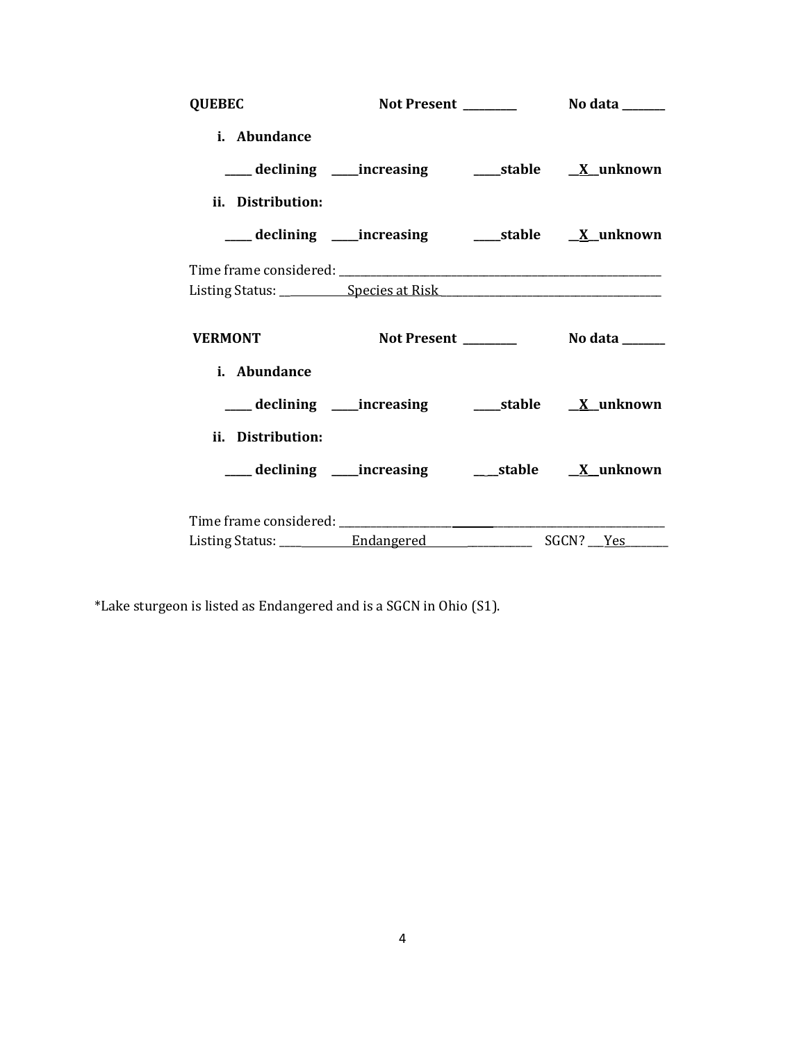**QUEBEC** **Not Present \_\_\_\_\_\_\_\_\_\_** **No data \_\_\_\_\_\_\_\_**

**i. Abundance**

**\_\_\_\_\_ declining \_\_\_\_\_increasing \_\_\_\_\_stable \_\_X\_\_unknown**

**ii. Distribution:**

**\_\_\_\_\_ declining \_\_\_\_\_increasing \_\_\_\_\_stable \_\_X\_\_unknown**

Time frame considered: \_\_\_\_\_\_\_\_\_\_\_\_\_\_\_\_\_\_\_\_\_\_\_\_\_\_\_\_\_\_\_\_\_\_\_\_\_\_\_\_\_\_\_\_\_\_\_\_\_\_\_\_\_\_\_\_\_\_\_\_
Listing Status: \_\_\_\_\_\_\_\_\_\_\_\_\_Species at Risk\_\_\_\_\_\_\_\_\_\_\_\_\_\_\_\_\_\_\_\_\_\_\_\_\_\_\_\_\_\_\_\_\_\_\_\_\_\_\_\_\_\_\_

**VERMONT** **Not Present \_\_\_\_\_\_\_\_\_\_** **No data \_\_\_\_\_\_\_\_**

**i. Abundance**

**\_\_\_\_\_ declining \_\_\_\_\_increasing \_\_\_\_\_stable \_\_X\_\_unknown**

**ii. Distribution:**

**\_\_\_\_\_ declining \_\_\_\_\_increasing \_\_\_\_\_stable \_\_X\_\_unknown**

Time frame considered: \_\_\_\_\_\_\_\_\_\_\_\_\_\_\_\_\_\_\_\_\_\_\_\_\_\_\_\_\_\_\_\_\_\_\_\_\_\_\_\_\_\_\_\_\_\_\_\_\_\_\_\_\_\_\_\_\_\_\_\_
Listing Status: \_\_\_\_\_\_\_\_\_\_\_\_\_\_Endangered\_\_\_\_\_\_\_\_\_\_\_\_\_\_\_\_\_\_\_\_\_ SGCN? \_\_\_Yes\_\_\_\_\_\_\_\_

*Lake sturgeon is listed as Endangered and is a SGCN in Ohio (S1).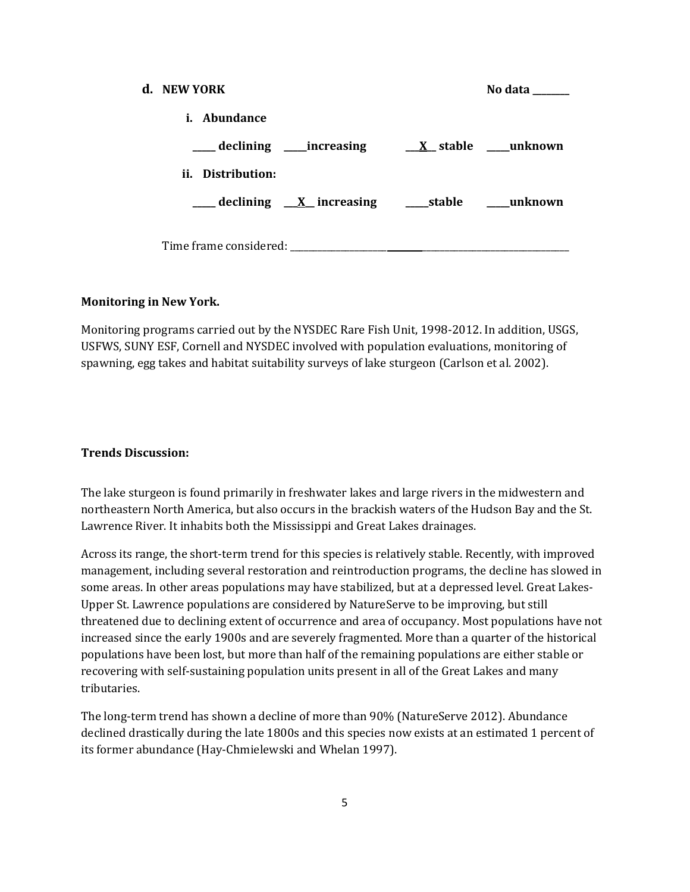**d. NEW YORK** **No data \_\_\_\_\_\_\_\_**

**i. Abundance**

**\_\_\_\_\_ declining \_\_\_\_\_increasing \_\_\_X\_\_ stable \_\_\_\_\_unknown**

**ii. Distribution:**

**\_\_\_\_\_ declining \_\_\_X\_\_ increasing \_\_\_\_\_stable \_\_\_\_\_unknown**

Time frame considered: \_\_\_\_\_\_\_\_\_\_\_\_\_\_\_\_\_\_\_\_\_\_\_\_\_\_\_\_\_\_\_\_\_\_\_\_\_\_\_\_\_\_\_\_\_\_\_\_\_\_\_\_\_\_

**Monitoring in New York.**

Monitoring programs carried out by the NYSDEC Rare Fish Unit, 1998-2012. In addition, USGS, USFWS, SUNY ESF, Cornell and NYSDEC involved with population evaluations, monitoring of spawning, egg takes and habitat suitability surveys of lake sturgeon (Carlson et al. 2002).

**Trends Discussion:**

The lake sturgeon is found primarily in freshwater lakes and large rivers in the midwestern and northeastern North America, but also occurs in the brackish waters of the Hudson Bay and the St. Lawrence River. It inhabits both the Mississippi and Great Lakes drainages.

Across its range, the short-term trend for this species is relatively stable. Recently, with improved management, including several restoration and reintroduction programs, the decline has slowed in some areas. In other areas populations may have stabilized, but at a depressed level. Great Lakes-Upper St. Lawrence populations are considered by NatureServe to be improving, but still threatened due to declining extent of occurrence and area of occupancy. Most populations have not increased since the early 1900s and are severely fragmented. More than a quarter of the historical populations have been lost, but more than half of the remaining populations are either stable or recovering with self-sustaining population units present in all of the Great Lakes and many tributaries.

The long-term trend has shown a decline of more than 90% (NatureServe 2012). Abundance declined drastically during the late 1800s and this species now exists at an estimated 1 percent of its former abundance (Hay-Chmielewski and Whelan 1997).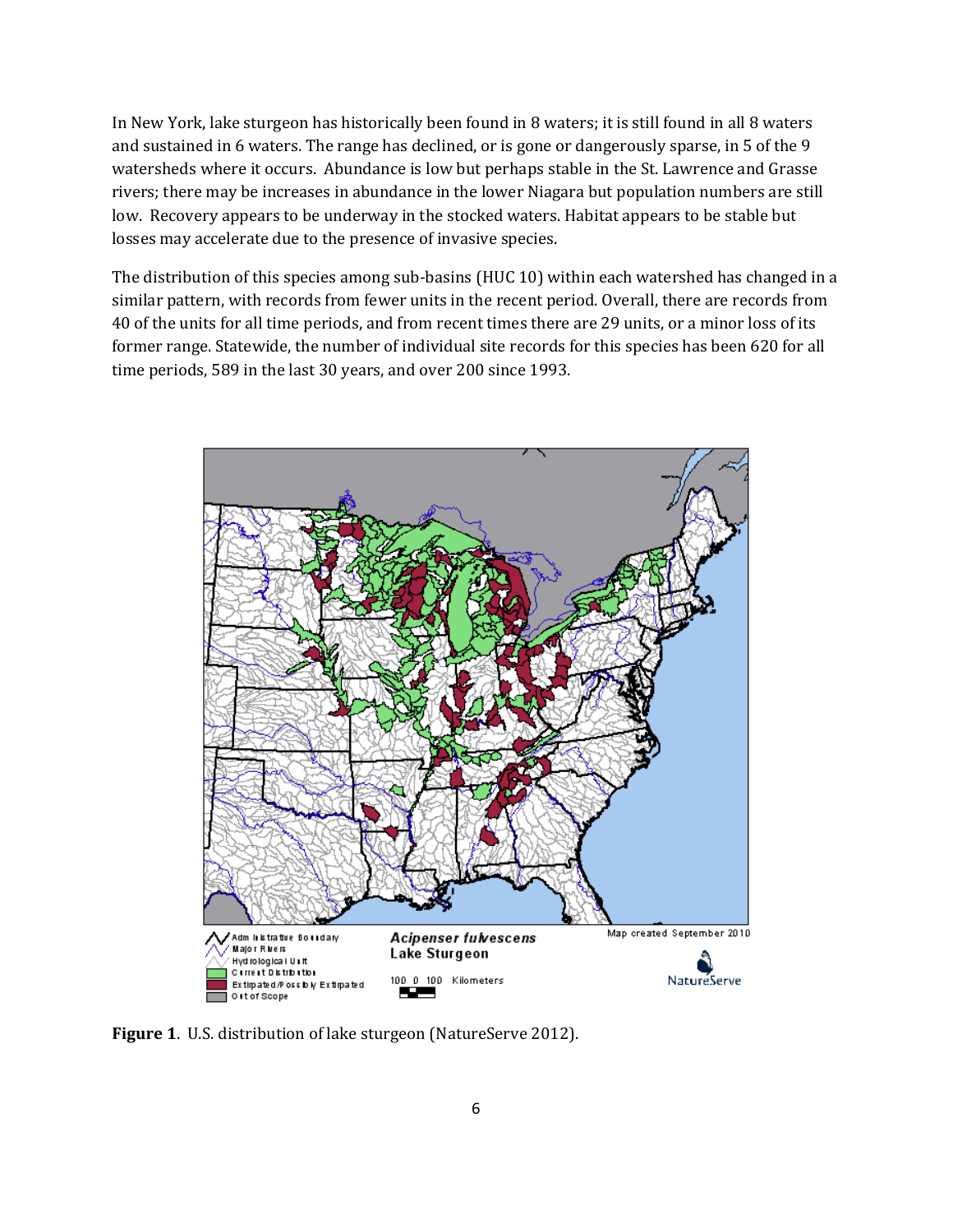In New York, lake sturgeon has historically been found in 8 waters; it is still found in all 8 waters and sustained in 6 waters. The range has declined, or is gone or dangerously sparse, in 5 of the 9 watersheds where it occurs. Abundance is low but perhaps stable in the St. Lawrence and Grasse rivers; there may be increases in abundance in the lower Niagara but population numbers are still low. Recovery appears to be underway in the stocked waters. Habitat appears to be stable but losses may accelerate due to the presence of invasive species.

The distribution of this species among sub-basins (HUC 10) within each watershed has changed in a similar pattern, with records from fewer units in the recent period. Overall, there are records from 40 of the units for all time periods, and from recent times there are 29 units, or a minor loss of its former range. Statewide, the number of individual site records for this species has been 620 for all time periods, 589 in the last 30 years, and over 200 since 1993.

**Figure 1**. U.S. distribution of lake sturgeon (NatureServe 2012).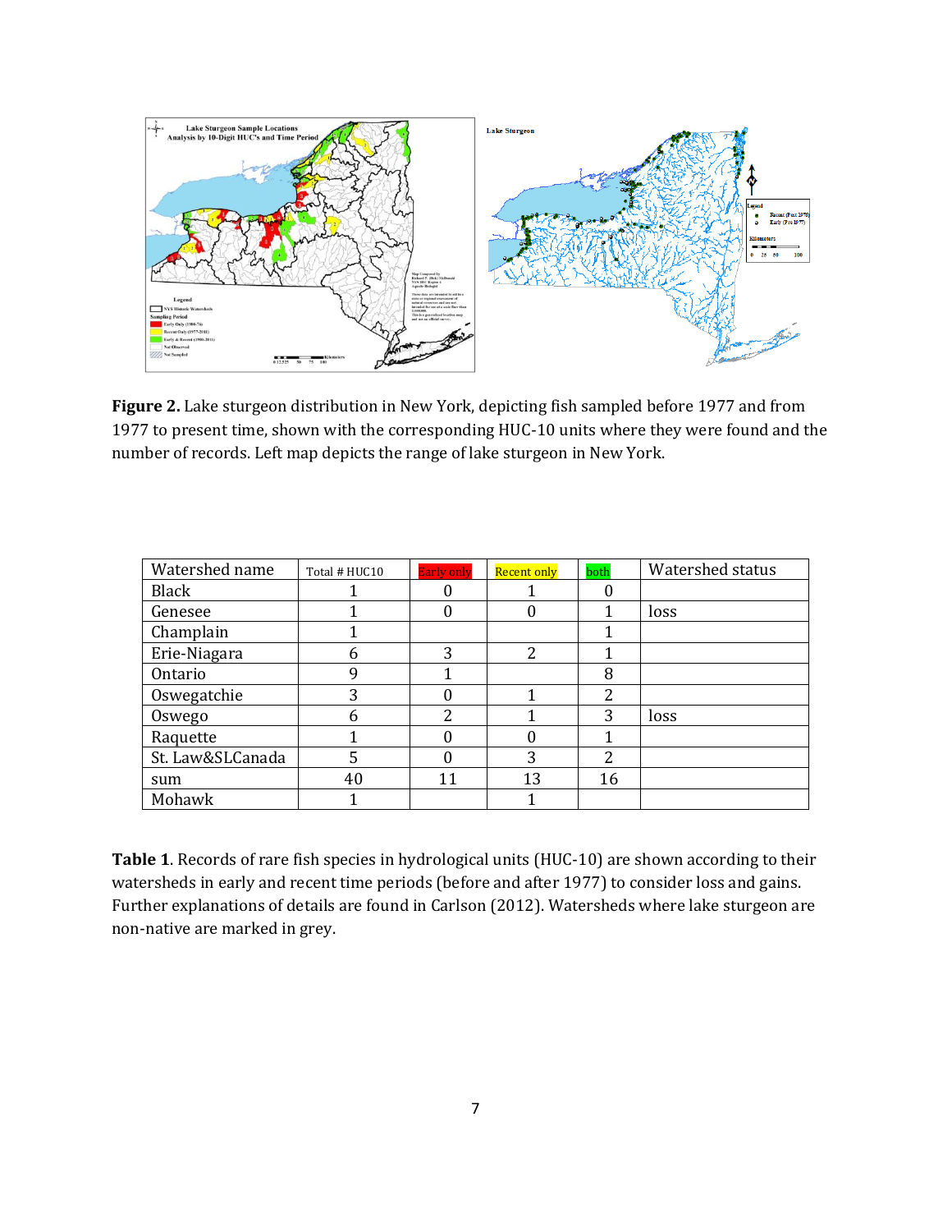**Figure 2.** Lake sturgeon distribution in New York, depicting fish sampled before 1977 and from 1977 to present time, shown with the corresponding HUC-10 units where they were found and the number of records. Left map depicts the range of lake sturgeon in New York.

| Watershed name | Total # HUC10 | Early only | Recent only | both | Watershed status |
|---|---|---|---|---|---|
| Black | 1 | 0 | 1 | 0 | |
| Genesee | 1 | 0 | 0 | 1 | loss |
| Champlain | 1 | | | 1 | |
| Erie-Niagara | 6 | 3 | 2 | 1 | |
| Ontario | 9 | 1 | | 8 | |
| Oswegatchie | 3 | 0 | 1 | 2 | |
| Oswego | 6 | 2 | 1 | 3 | loss |
| Raquette | 1 | 0 | 0 | 1 | |
| St. Law&SLCanada | 5 | 0 | 3 | 2 | |
| sum | 40 | 11 | 13 | 16 | |
| Mohawk | 1 | | 1 | | |

**Table 1**. Records of rare fish species in hydrological units (HUC-10) are shown according to their watersheds in early and recent time periods (before and after 1977) to consider loss and gains. Further explanations of details are found in Carlson (2012). Watersheds where lake sturgeon are non-native are marked in grey.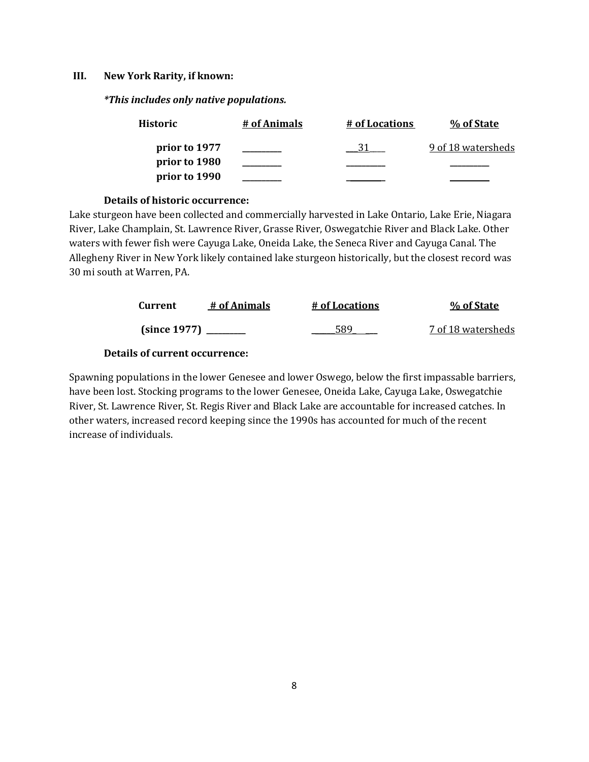### III. New York Rarity, if known:

***This includes only native populations.***

| Historic | # of Animals | # of Locations | % of State |
|---|---|---|---|
| prior to 1977 | _________ | 31 | 9 of 18 watersheds |
| prior to 1980 | _________ | _________ | _________ |
| prior to 1990 | _________ | _________ | _________ |

**Details of historic occurrence:**

Lake sturgeon have been collected and commercially harvested in Lake Ontario, Lake Erie, Niagara River, Lake Champlain, St. Lawrence River, Grasse River, Oswegatchie River and Black Lake. Other waters with fewer fish were Cayuga Lake, Oneida Lake, the Seneca River and Cayuga Canal. The Allegheny River in New York likely contained lake sturgeon historically, but the closest record was 30 mi south at Warren, PA.

| Current | # of Animals | # of Locations | % of State |
|---|---|---|---|
| (since 1977) | _________ | 589 | 7 of 18 watersheds |

**Details of current occurrence:**

Spawning populations in the lower Genesee and lower Oswego, below the first impassable barriers, have been lost. Stocking programs to the lower Genesee, Oneida Lake, Cayuga Lake, Oswegatchie River, St. Lawrence River, St. Regis River and Black Lake are accountable for increased catches. In other waters, increased record keeping since the 1990s has accounted for much of the recent increase of individuals.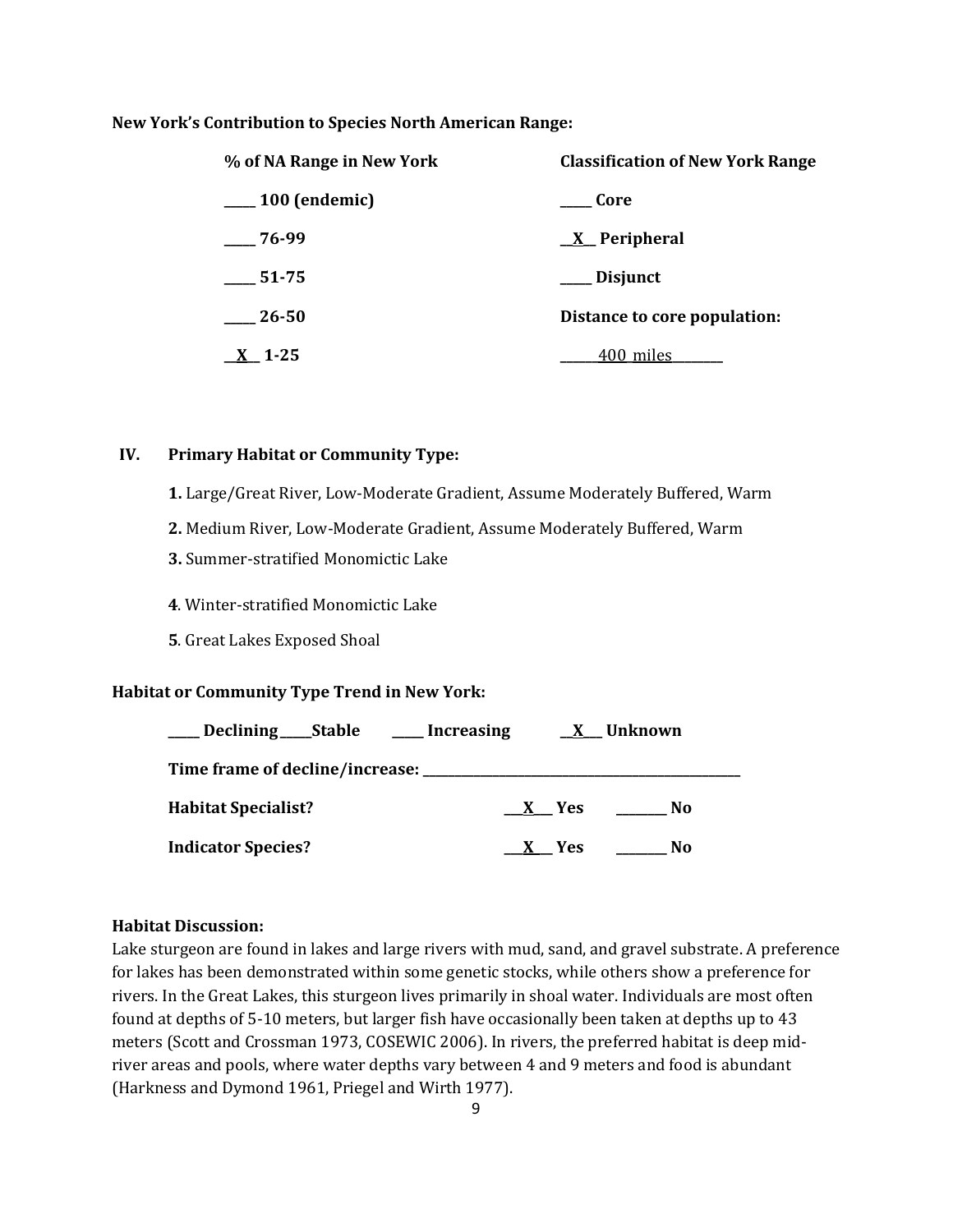**New York's Contribution to Species North American Range:**

| % of NA Range in New York | Classification of New York Range |
|---|---|
| _____ 100 (endemic) | _____ Core |
| _____ 76-99 | __X__ Peripheral |
| _____ 51-75 | _____ Disjunct |
| _____ 26-50 | **Distance to core population:** |
| __X__ 1-25 | ______400 miles________ |

## IV. Primary Habitat or Community Type:

**1.** Large/Great River, Low-Moderate Gradient, Assume Moderately Buffered, Warm

**2.** Medium River, Low-Moderate Gradient, Assume Moderately Buffered, Warm

**3.** Summer-stratified Monomictic Lake

**4**. Winter-stratified Monomictic Lake

**5**. Great Lakes Exposed Shoal

**Habitat or Community Type Trend in New York:**

**_____ Declining _____Stable _____ Increasing __X___ Unknown**

**Time frame of decline/increase: ___________________________________________________**

**Habitat Specialist?** ___X___ Yes ________ No

**Indicator Species?** ___X___ Yes ________ No

**Habitat Discussion:**

Lake sturgeon are found in lakes and large rivers with mud, sand, and gravel substrate. A preference for lakes has been demonstrated within some genetic stocks, while others show a preference for rivers. In the Great Lakes, this sturgeon lives primarily in shoal water. Individuals are most often found at depths of 5-10 meters, but larger fish have occasionally been taken at depths up to 43 meters (Scott and Crossman 1973, COSEWIC 2006). In rivers, the preferred habitat is deep mid-river areas and pools, where water depths vary between 4 and 9 meters and food is abundant (Harkness and Dymond 1961, Priegel and Wirth 1977).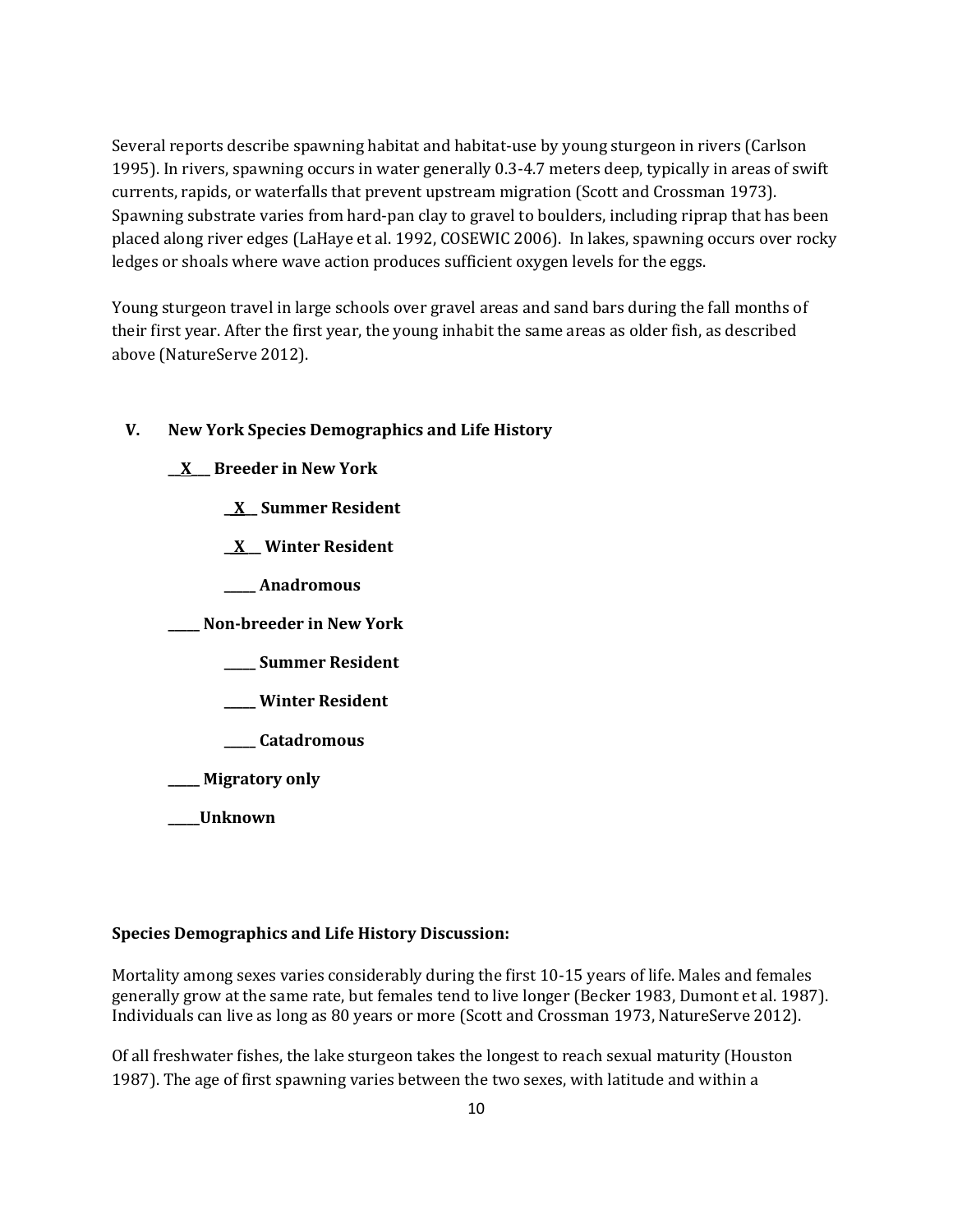Several reports describe spawning habitat and habitat-use by young sturgeon in rivers (Carlson 1995). In rivers, spawning occurs in water generally 0.3-4.7 meters deep, typically in areas of swift currents, rapids, or waterfalls that prevent upstream migration (Scott and Crossman 1973). Spawning substrate varies from hard-pan clay to gravel to boulders, including riprap that has been placed along river edges (LaHaye et al. 1992, COSEWIC 2006). In lakes, spawning occurs over rocky ledges or shoals where wave action produces sufficient oxygen levels for the eggs.

Young sturgeon travel in large schools over gravel areas and sand bars during the fall months of their first year. After the first year, the young inhabit the same areas as older fish, as described above (NatureServe 2012).

## V. New York Species Demographics and Life History

**__X___ Breeder in New York**

- **__X__ Summer Resident**
- **__X__ Winter Resident**
- **_____ Anadromous**

**_____ Non-breeder in New York**

- **_____ Summer Resident**
- **_____ Winter Resident**
- **_____ Catadromous**

**_____ Migratory only**

**_____Unknown**

**Species Demographics and Life History Discussion:**

Mortality among sexes varies considerably during the first 10-15 years of life. Males and females generally grow at the same rate, but females tend to live longer (Becker 1983, Dumont et al. 1987). Individuals can live as long as 80 years or more (Scott and Crossman 1973, NatureServe 2012).

Of all freshwater fishes, the lake sturgeon takes the longest to reach sexual maturity (Houston 1987). The age of first spawning varies between the two sexes, with latitude and within a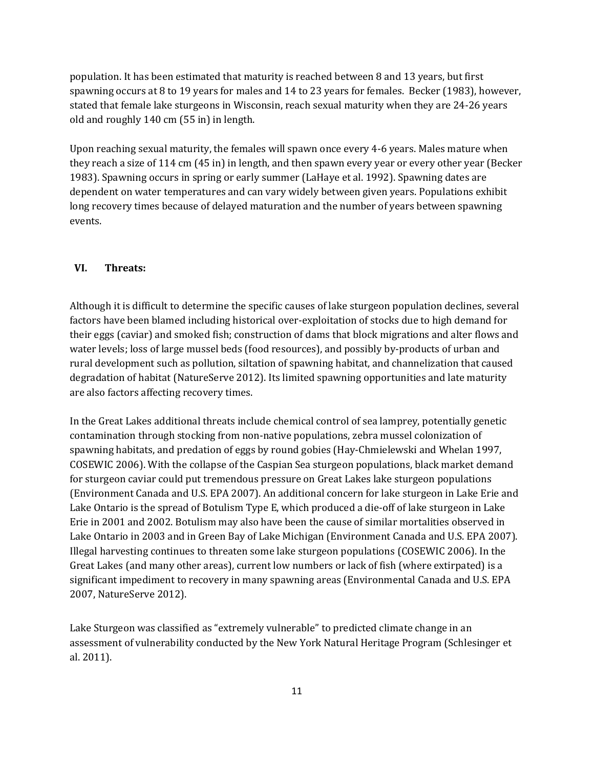population. It has been estimated that maturity is reached between 8 and 13 years, but first spawning occurs at 8 to 19 years for males and 14 to 23 years for females. Becker (1983), however, stated that female lake sturgeons in Wisconsin, reach sexual maturity when they are 24-26 years old and roughly 140 cm (55 in) in length.

Upon reaching sexual maturity, the females will spawn once every 4-6 years. Males mature when they reach a size of 114 cm (45 in) in length, and then spawn every year or every other year (Becker 1983). Spawning occurs in spring or early summer (LaHaye et al. 1992). Spawning dates are dependent on water temperatures and can vary widely between given years. Populations exhibit long recovery times because of delayed maturation and the number of years between spawning events.

## VI. Threats:

Although it is difficult to determine the specific causes of lake sturgeon population declines, several factors have been blamed including historical over-exploitation of stocks due to high demand for their eggs (caviar) and smoked fish; construction of dams that block migrations and alter flows and water levels; loss of large mussel beds (food resources), and possibly by-products of urban and rural development such as pollution, siltation of spawning habitat, and channelization that caused degradation of habitat (NatureServe 2012). Its limited spawning opportunities and late maturity are also factors affecting recovery times.

In the Great Lakes additional threats include chemical control of sea lamprey, potentially genetic contamination through stocking from non-native populations, zebra mussel colonization of spawning habitats, and predation of eggs by round gobies (Hay-Chmielewski and Whelan 1997, COSEWIC 2006). With the collapse of the Caspian Sea sturgeon populations, black market demand for sturgeon caviar could put tremendous pressure on Great Lakes lake sturgeon populations (Environment Canada and U.S. EPA 2007). An additional concern for lake sturgeon in Lake Erie and Lake Ontario is the spread of Botulism Type E, which produced a die-off of lake sturgeon in Lake Erie in 2001 and 2002. Botulism may also have been the cause of similar mortalities observed in Lake Ontario in 2003 and in Green Bay of Lake Michigan (Environment Canada and U.S. EPA 2007). Illegal harvesting continues to threaten some lake sturgeon populations (COSEWIC 2006). In the Great Lakes (and many other areas), current low numbers or lack of fish (where extirpated) is a significant impediment to recovery in many spawning areas (Environmental Canada and U.S. EPA 2007, NatureServe 2012).

Lake Sturgeon was classified as "extremely vulnerable" to predicted climate change in an assessment of vulnerability conducted by the New York Natural Heritage Program (Schlesinger et al. 2011).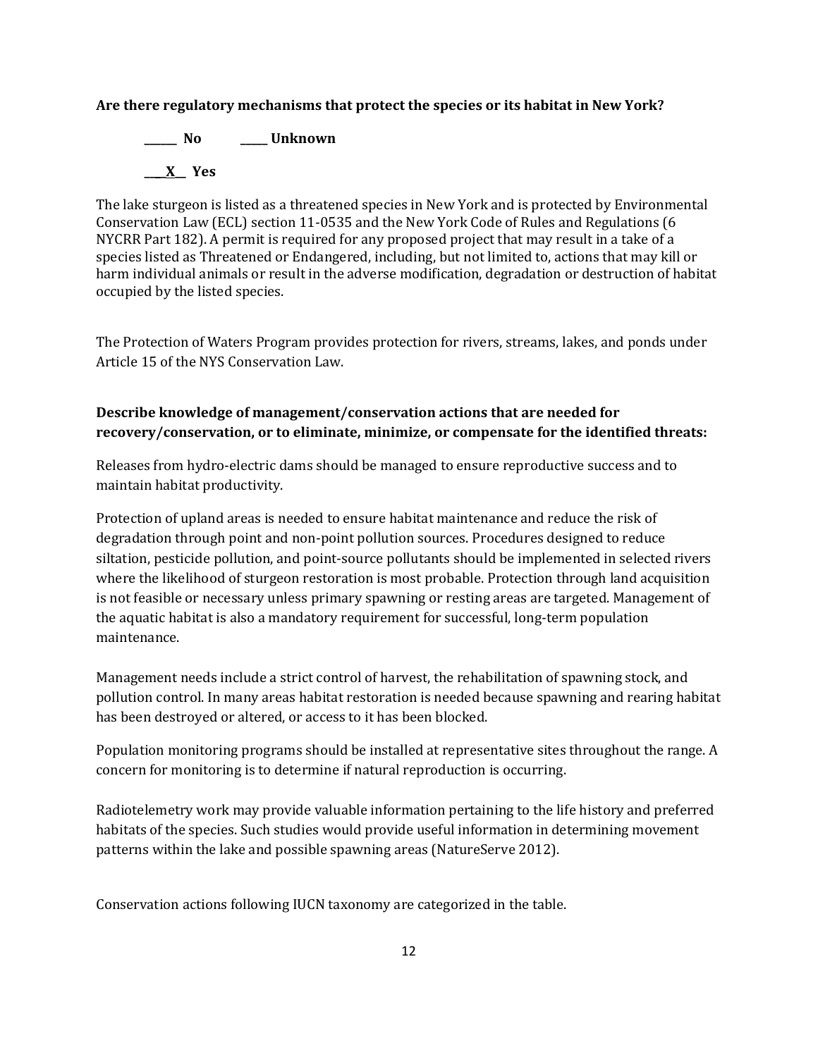**Are there regulatory mechanisms that protect the species or its habitat in New York?**

**\_\_\_\_\_\_ No &nbsp;&nbsp;&nbsp;&nbsp;&nbsp;&nbsp;&nbsp;&nbsp; \_\_\_\_\_ Unknown**

**\_\_\_X\_\_ Yes**

The lake sturgeon is listed as a threatened species in New York and is protected by Environmental Conservation Law (ECL) section 11-0535 and the New York Code of Rules and Regulations (6 NYCRR Part 182). A permit is required for any proposed project that may result in a take of a species listed as Threatened or Endangered, including, but not limited to, actions that may kill or harm individual animals or result in the adverse modification, degradation or destruction of habitat occupied by the listed species.

The Protection of Waters Program provides protection for rivers, streams, lakes, and ponds under Article 15 of the NYS Conservation Law.

**Describe knowledge of management/conservation actions that are needed for recovery/conservation, or to eliminate, minimize, or compensate for the identified threats:**

Releases from hydro-electric dams should be managed to ensure reproductive success and to maintain habitat productivity.

Protection of upland areas is needed to ensure habitat maintenance and reduce the risk of degradation through point and non-point pollution sources. Procedures designed to reduce siltation, pesticide pollution, and point-source pollutants should be implemented in selected rivers where the likelihood of sturgeon restoration is most probable. Protection through land acquisition is not feasible or necessary unless primary spawning or resting areas are targeted. Management of the aquatic habitat is also a mandatory requirement for successful, long-term population maintenance.

Management needs include a strict control of harvest, the rehabilitation of spawning stock, and pollution control. In many areas habitat restoration is needed because spawning and rearing habitat has been destroyed or altered, or access to it has been blocked.

Population monitoring programs should be installed at representative sites throughout the range. A concern for monitoring is to determine if natural reproduction is occurring.

Radiotelemetry work may provide valuable information pertaining to the life history and preferred habitats of the species. Such studies would provide useful information in determining movement patterns within the lake and possible spawning areas (NatureServe 2012).

Conservation actions following IUCN taxonomy are categorized in the table.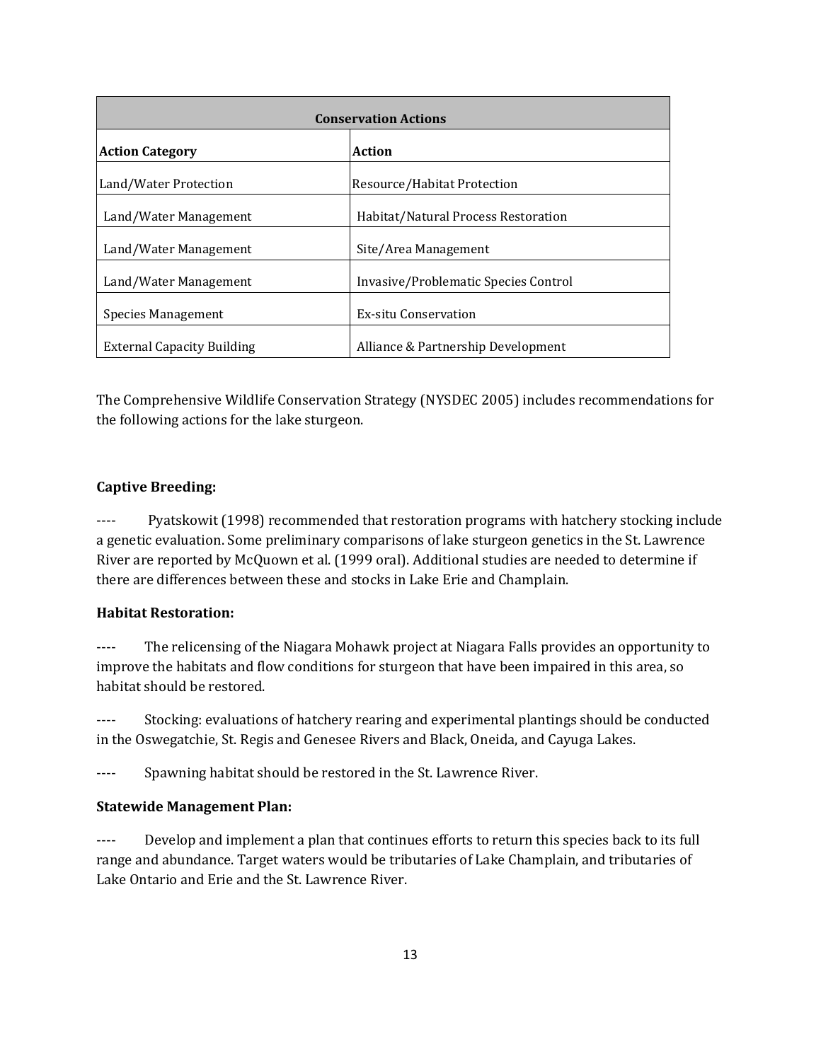| Conservation Actions | |
|---|---|
| **Action Category** | **Action** |
| Land/Water Protection | Resource/Habitat Protection |
| Land/Water Management | Habitat/Natural Process Restoration |
| Land/Water Management | Site/Area Management |
| Land/Water Management | Invasive/Problematic Species Control |
| Species Management | Ex-situ Conservation |
| External Capacity Building | Alliance & Partnership Development |

The Comprehensive Wildlife Conservation Strategy (NYSDEC 2005) includes recommendations for the following actions for the lake sturgeon.

**Captive Breeding:**

---- Pyatskowit (1998) recommended that restoration programs with hatchery stocking include a genetic evaluation. Some preliminary comparisons of lake sturgeon genetics in the St. Lawrence River are reported by McQuown et al. (1999 oral). Additional studies are needed to determine if there are differences between these and stocks in Lake Erie and Champlain.

**Habitat Restoration:**

---- The relicensing of the Niagara Mohawk project at Niagara Falls provides an opportunity to improve the habitats and flow conditions for sturgeon that have been impaired in this area, so habitat should be restored.

---- Stocking: evaluations of hatchery rearing and experimental plantings should be conducted in the Oswegatchie, St. Regis and Genesee Rivers and Black, Oneida, and Cayuga Lakes.

---- Spawning habitat should be restored in the St. Lawrence River.

**Statewide Management Plan:**

---- Develop and implement a plan that continues efforts to return this species back to its full range and abundance. Target waters would be tributaries of Lake Champlain, and tributaries of Lake Ontario and Erie and the St. Lawrence River.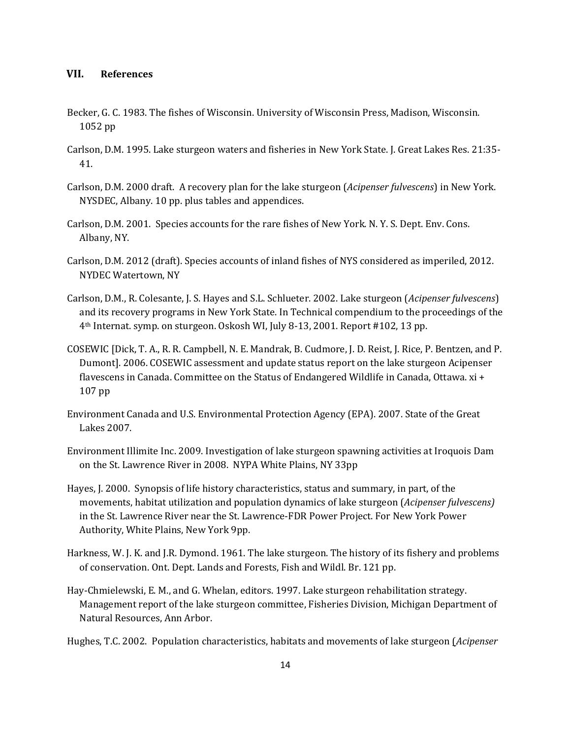## VII. References

Becker, G. C. 1983. The fishes of Wisconsin. University of Wisconsin Press, Madison, Wisconsin. 1052 pp

Carlson, D.M. 1995. Lake sturgeon waters and fisheries in New York State. J. Great Lakes Res. 21:35-41.

Carlson, D.M. 2000 draft. A recovery plan for the lake sturgeon (*Acipenser fulvescens*) in New York. NYSDEC, Albany. 10 pp. plus tables and appendices.

Carlson, D.M. 2001. Species accounts for the rare fishes of New York. N. Y. S. Dept. Env. Cons. Albany, NY.

Carlson, D.M. 2012 (draft). Species accounts of inland fishes of NYS considered as imperiled, 2012. NYDEC Watertown, NY

Carlson, D.M., R. Colesante, J. S. Hayes and S.L. Schlueter. 2002. Lake sturgeon (*Acipenser fulvescens*) and its recovery programs in New York State. In Technical compendium to the proceedings of the 4th Internat. symp. on sturgeon. Oskosh WI, July 8-13, 2001. Report #102, 13 pp.

COSEWIC [Dick, T. A., R. R. Campbell, N. E. Mandrak, B. Cudmore, J. D. Reist, J. Rice, P. Bentzen, and P. Dumont]. 2006. COSEWIC assessment and update status report on the lake sturgeon Acipenser flavescens in Canada. Committee on the Status of Endangered Wildlife in Canada, Ottawa. xi + 107 pp

Environment Canada and U.S. Environmental Protection Agency (EPA). 2007. State of the Great Lakes 2007.

Environment Illimite Inc. 2009. Investigation of lake sturgeon spawning activities at Iroquois Dam on the St. Lawrence River in 2008. NYPA White Plains, NY 33pp

Hayes, J. 2000. Synopsis of life history characteristics, status and summary, in part, of the movements, habitat utilization and population dynamics of lake sturgeon (*Acipenser fulvescens)* in the St. Lawrence River near the St. Lawrence-FDR Power Project. For New York Power Authority, White Plains, New York 9pp.

Harkness, W. J. K. and J.R. Dymond. 1961. The lake sturgeon. The history of its fishery and problems of conservation. Ont. Dept. Lands and Forests, Fish and Wildl. Br. 121 pp.

Hay-Chmielewski, E. M., and G. Whelan, editors. 1997. Lake sturgeon rehabilitation strategy. Management report of the lake sturgeon committee, Fisheries Division, Michigan Department of Natural Resources, Ann Arbor.

Hughes, T.C. 2002. Population characteristics, habitats and movements of lake sturgeon (*Acipenser*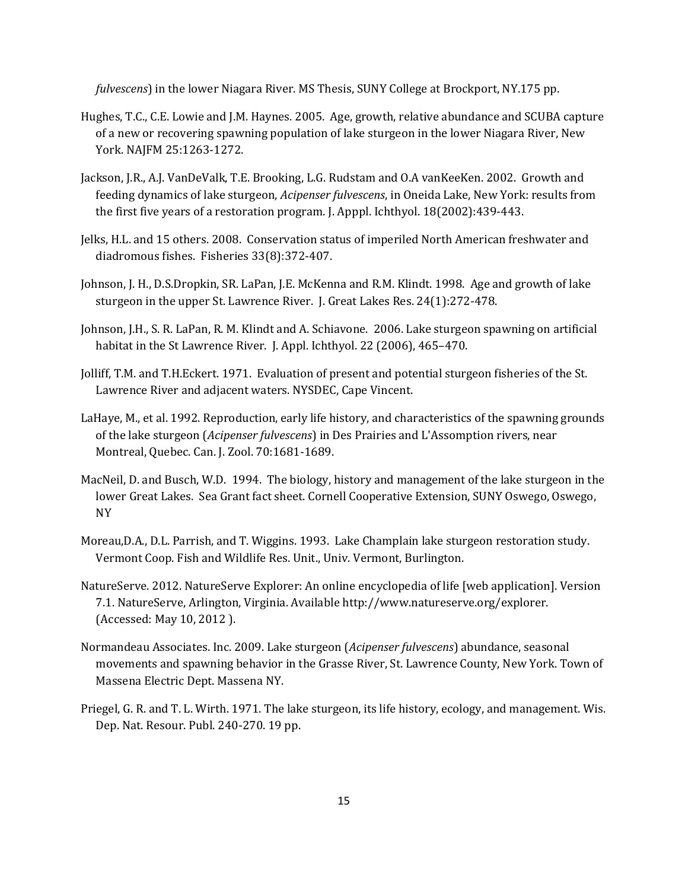*fulvescens*) in the lower Niagara River. MS Thesis, SUNY College at Brockport, NY.175 pp.

Hughes, T.C., C.E. Lowie and J.M. Haynes. 2005. Age, growth, relative abundance and SCUBA capture of a new or recovering spawning population of lake sturgeon in the lower Niagara River, New York. NAJFM 25:1263-1272.

Jackson, J.R., A.J. VanDeValk, T.E. Brooking, L.G. Rudstam and O.A vanKeeKen. 2002. Growth and feeding dynamics of lake sturgeon, *Acipenser fulvescens*, in Oneida Lake, New York: results from the first five years of a restoration program. J. Apppl. Ichthyol. 18(2002):439-443.

Jelks, H.L. and 15 others. 2008. Conservation status of imperiled North American freshwater and diadromous fishes. Fisheries 33(8):372-407.

Johnson, J. H., D.S.Dropkin, SR. LaPan, J.E. McKenna and R.M. Klindt. 1998. Age and growth of lake sturgeon in the upper St. Lawrence River. J. Great Lakes Res. 24(1):272-478.

Johnson, J.H., S. R. LaPan, R. M. Klindt and A. Schiavone. 2006. Lake sturgeon spawning on artificial habitat in the St Lawrence River. J. Appl. Ichthyol. 22 (2006), 465–470.

Jolliff, T.M. and T.H.Eckert. 1971. Evaluation of present and potential sturgeon fisheries of the St. Lawrence River and adjacent waters. NYSDEC, Cape Vincent.

LaHaye, M., et al. 1992. Reproduction, early life history, and characteristics of the spawning grounds of the lake sturgeon (*Acipenser fulvescens*) in Des Prairies and L'Assomption rivers, near Montreal, Quebec. Can. J. Zool. 70:1681-1689.

MacNeil, D. and Busch, W.D. 1994. The biology, history and management of the lake sturgeon in the lower Great Lakes. Sea Grant fact sheet. Cornell Cooperative Extension, SUNY Oswego, Oswego, NY

Moreau,D.A., D.L. Parrish, and T. Wiggins. 1993. Lake Champlain lake sturgeon restoration study. Vermont Coop. Fish and Wildlife Res. Unit., Univ. Vermont, Burlington.

NatureServe. 2012. NatureServe Explorer: An online encyclopedia of life [web application]. Version 7.1. NatureServe, Arlington, Virginia. Available http://www.natureserve.org/explorer. (Accessed: May 10, 2012 ).

Normandeau Associates. Inc. 2009. Lake sturgeon (*Acipenser fulvescens*) abundance, seasonal movements and spawning behavior in the Grasse River, St. Lawrence County, New York. Town of Massena Electric Dept. Massena NY.

Priegel, G. R. and T. L. Wirth. 1971. The lake sturgeon, its life history, ecology, and management. Wis. Dep. Nat. Resour. Publ. 240-270. 19 pp.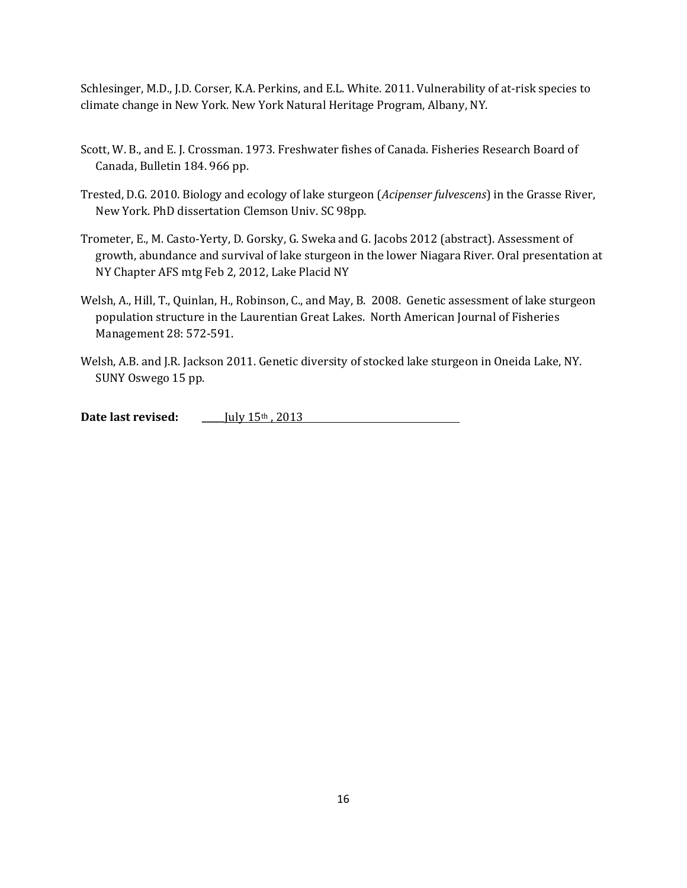Schlesinger, M.D., J.D. Corser, K.A. Perkins, and E.L. White. 2011. Vulnerability of at-risk species to climate change in New York. New York Natural Heritage Program, Albany, NY.

Scott, W. B., and E. J. Crossman. 1973. Freshwater fishes of Canada. Fisheries Research Board of Canada, Bulletin 184. 966 pp.

Trested, D.G. 2010. Biology and ecology of lake sturgeon (*Acipenser fulvescens*) in the Grasse River, New York. PhD dissertation Clemson Univ. SC 98pp.

Trometer, E., M. Casto-Yerty, D. Gorsky, G. Sweka and G. Jacobs 2012 (abstract). Assessment of growth, abundance and survival of lake sturgeon in the lower Niagara River. Oral presentation at NY Chapter AFS mtg Feb 2, 2012, Lake Placid NY

Welsh, A., Hill, T., Quinlan, H., Robinson, C., and May, B. 2008. Genetic assessment of lake sturgeon population structure in the Laurentian Great Lakes. North American Journal of Fisheries Management 28: 572-591.

Welsh, A.B. and J.R. Jackson 2011. Genetic diversity of stocked lake sturgeon in Oneida Lake, NY. SUNY Oswego 15 pp.

**Date last revised:** July 15th, 2013